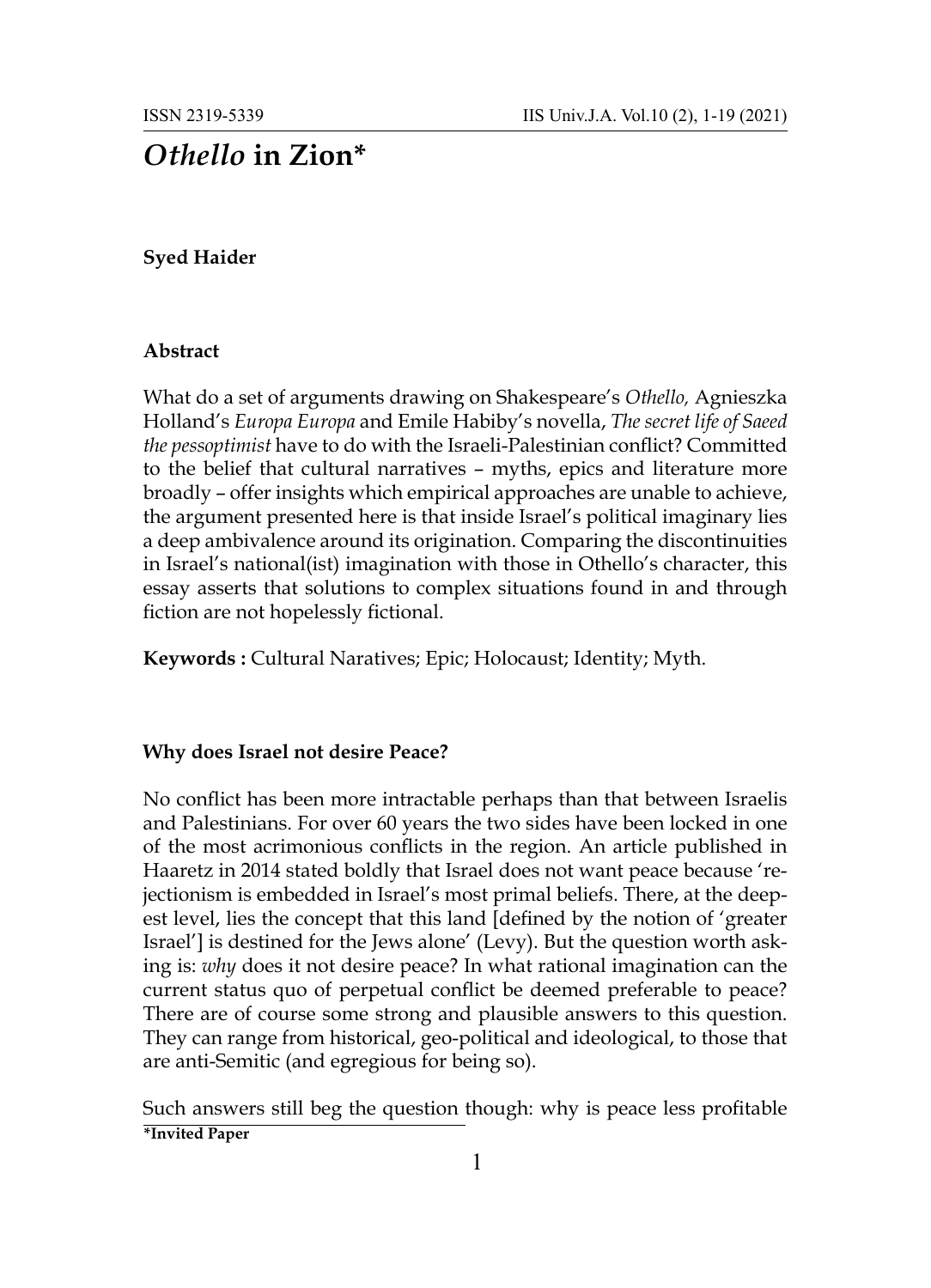# *Othello* in Zion*

**Syed Haider**

## Abstract

What do a set of arguments drawing on Shakespeare's *Othello,* Agnieszka Holland's *Europa Europa* and Emile Habiby's novella, *The secret life of Saeed the pessoptimist* have to do with the Israeli-Palestinian conflict? Committed to the belief that cultural narratives – myths, epics and literature more broadly – offer insights which empirical approaches are unable to achieve, the argument presented here is that inside Israel's political imaginary lies a deep ambivalence around its origination. Comparing the discontinuities in Israel's national(ist) imagination with those in Othello's character, this essay asserts that solutions to complex situations found in and through fiction are not hopelessly fictional.

**Keywords :** Cultural Naratives; Epic; Holocaust; Identity; Myth.

## Why does Israel not desire Peace?

No conflict has been more intractable perhaps than that between Israelis and Palestinians. For over 60 years the two sides have been locked in one of the most acrimonious conflicts in the region. An article published in Haaretz in 2014 stated boldly that Israel does not want peace because 'rejectionism is embedded in Israel's most primal beliefs. There, at the deepest level, lies the concept that this land [defined by the notion of 'greater Israel'] is destined for the Jews alone' (Levy). But the question worth asking is: *why* does it not desire peace? In what rational imagination can the current status quo of perpetual conflict be deemed preferable to peace? There are of course some strong and plausible answers to this question. They can range from historical, geo-political and ideological, to those that are anti-Semitic (and egregious for being so).

Such answers still beg the question though: why is peace less profitable

**\*Invited Paper**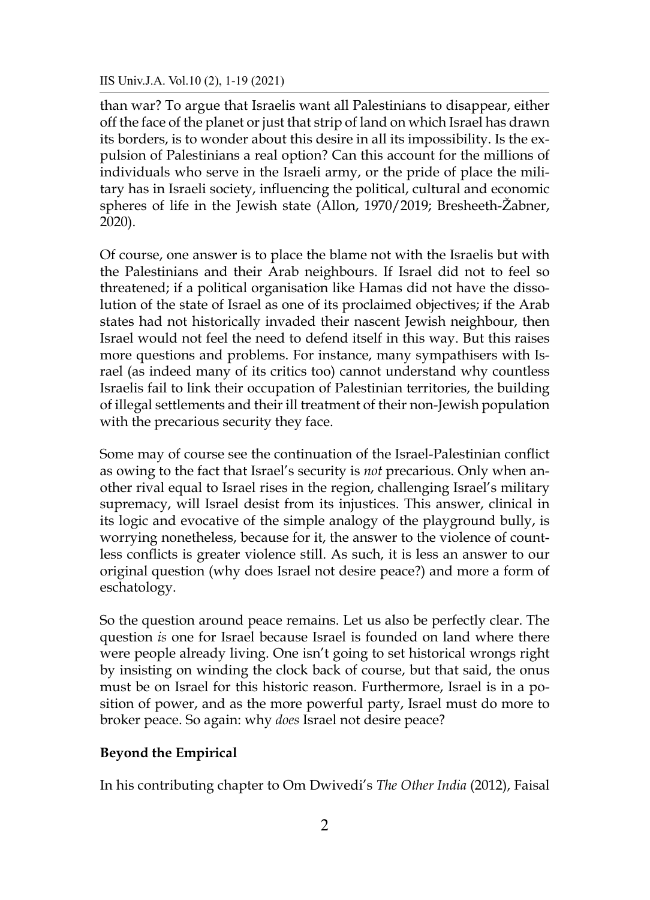than war? To argue that Israelis want all Palestinians to disappear, either off the face of the planet or just that strip of land on which Israel has drawn its borders, is to wonder about this desire in all its impossibility. Is the expulsion of Palestinians a real option? Can this account for the millions of individuals who serve in the Israeli army, or the pride of place the military has in Israeli society, influencing the political, cultural and economic spheres of life in the Jewish state (Allon, 1970/2019; Bresheeth-Žabner, 2020).

Of course, one answer is to place the blame not with the Israelis but with the Palestinians and their Arab neighbours. If Israel did not to feel so threatened; if a political organisation like Hamas did not have the dissolution of the state of Israel as one of its proclaimed objectives; if the Arab states had not historically invaded their nascent Jewish neighbour, then Israel would not feel the need to defend itself in this way. But this raises more questions and problems. For instance, many sympathisers with Israel (as indeed many of its critics too) cannot understand why countless Israelis fail to link their occupation of Palestinian territories, the building of illegal settlements and their ill treatment of their non-Jewish population with the precarious security they face.

Some may of course see the continuation of the Israel-Palestinian conflict as owing to the fact that Israel's security is *not* precarious. Only when another rival equal to Israel rises in the region, challenging Israel's military supremacy, will Israel desist from its injustices. This answer, clinical in its logic and evocative of the simple analogy of the playground bully, is worrying nonetheless, because for it, the answer to the violence of countless conflicts is greater violence still. As such, it is less an answer to our original question (why does Israel not desire peace?) and more a form of eschatology.

So the question around peace remains. Let us also be perfectly clear. The question *is* one for Israel because Israel is founded on land where there were people already living. One isn't going to set historical wrongs right by insisting on winding the clock back of course, but that said, the onus must be on Israel for this historic reason. Furthermore, Israel is in a position of power, and as the more powerful party, Israel must do more to broker peace. So again: why *does* Israel not desire peace?

## Beyond the Empirical

In his contributing chapter to Om Dwivedi's *The Other India* (2012), Faisal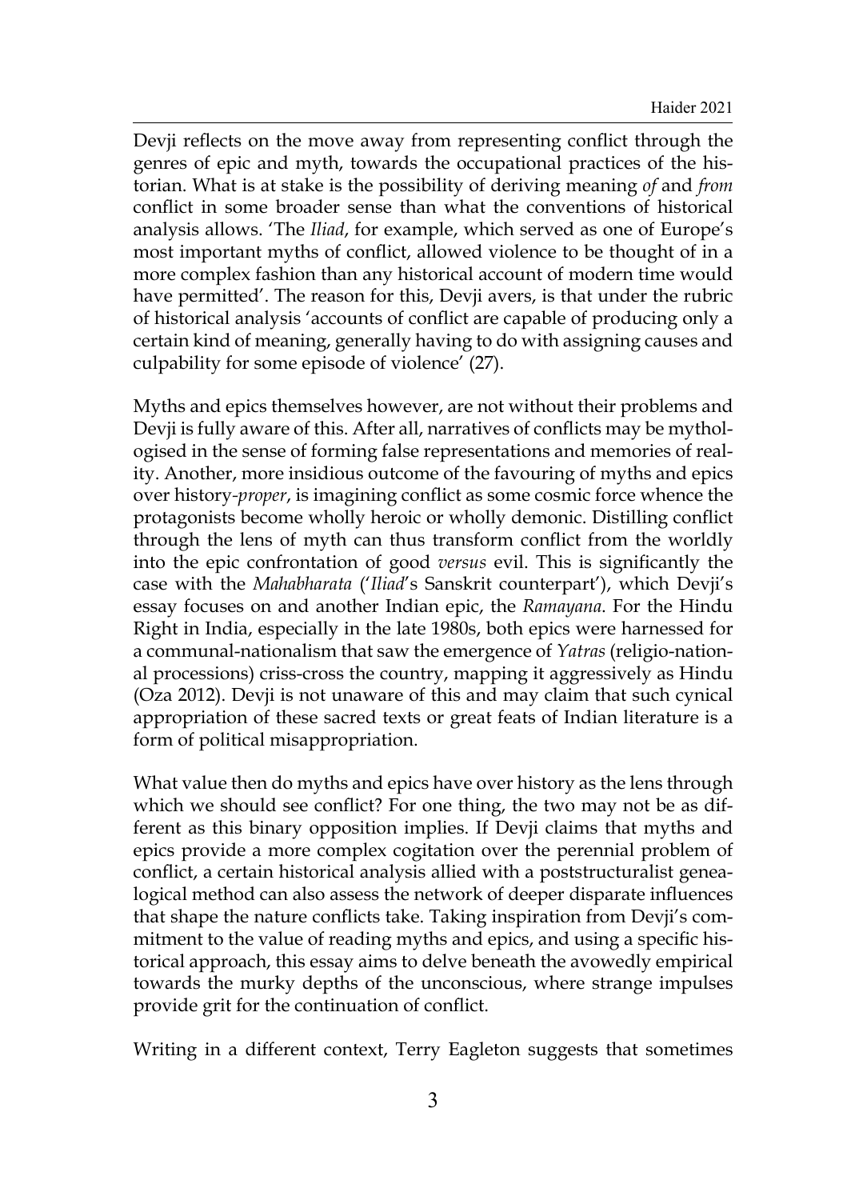Devji reflects on the move away from representing conflict through the genres of epic and myth, towards the occupational practices of the historian. What is at stake is the possibility of deriving meaning *of* and *from* conflict in some broader sense than what the conventions of historical analysis allows. 'The *Iliad*, for example, which served as one of Europe's most important myths of conflict, allowed violence to be thought of in a more complex fashion than any historical account of modern time would have permitted'. The reason for this, Devji avers, is that under the rubric of historical analysis 'accounts of conflict are capable of producing only a certain kind of meaning, generally having to do with assigning causes and culpability for some episode of violence' (27).

Myths and epics themselves however, are not without their problems and Devji is fully aware of this. After all, narratives of conflicts may be mythologised in the sense of forming false representations and memories of reality. Another, more insidious outcome of the favouring of myths and epics over history-*proper*, is imagining conflict as some cosmic force whence the protagonists become wholly heroic or wholly demonic. Distilling conflict through the lens of myth can thus transform conflict from the worldly into the epic confrontation of good *versus* evil. This is significantly the case with the *Mahabharata* ('*Iliad*'s Sanskrit counterpart'), which Devji's essay focuses on and another Indian epic, the *Ramayana*. For the Hindu Right in India, especially in the late 1980s, both epics were harnessed for a communal-nationalism that saw the emergence of *Yatras* (religio-national processions) criss-cross the country, mapping it aggressively as Hindu (Oza 2012). Devji is not unaware of this and may claim that such cynical appropriation of these sacred texts or great feats of Indian literature is a form of political misappropriation.

What value then do myths and epics have over history as the lens through which we should see conflict? For one thing, the two may not be as different as this binary opposition implies. If Devji claims that myths and epics provide a more complex cogitation over the perennial problem of conflict, a certain historical analysis allied with a poststructuralist genealogical method can also assess the network of deeper disparate influences that shape the nature conflicts take. Taking inspiration from Devji's commitment to the value of reading myths and epics, and using a specific historical approach, this essay aims to delve beneath the avowedly empirical towards the murky depths of the unconscious, where strange impulses provide grit for the continuation of conflict.

Writing in a different context, Terry Eagleton suggests that sometimes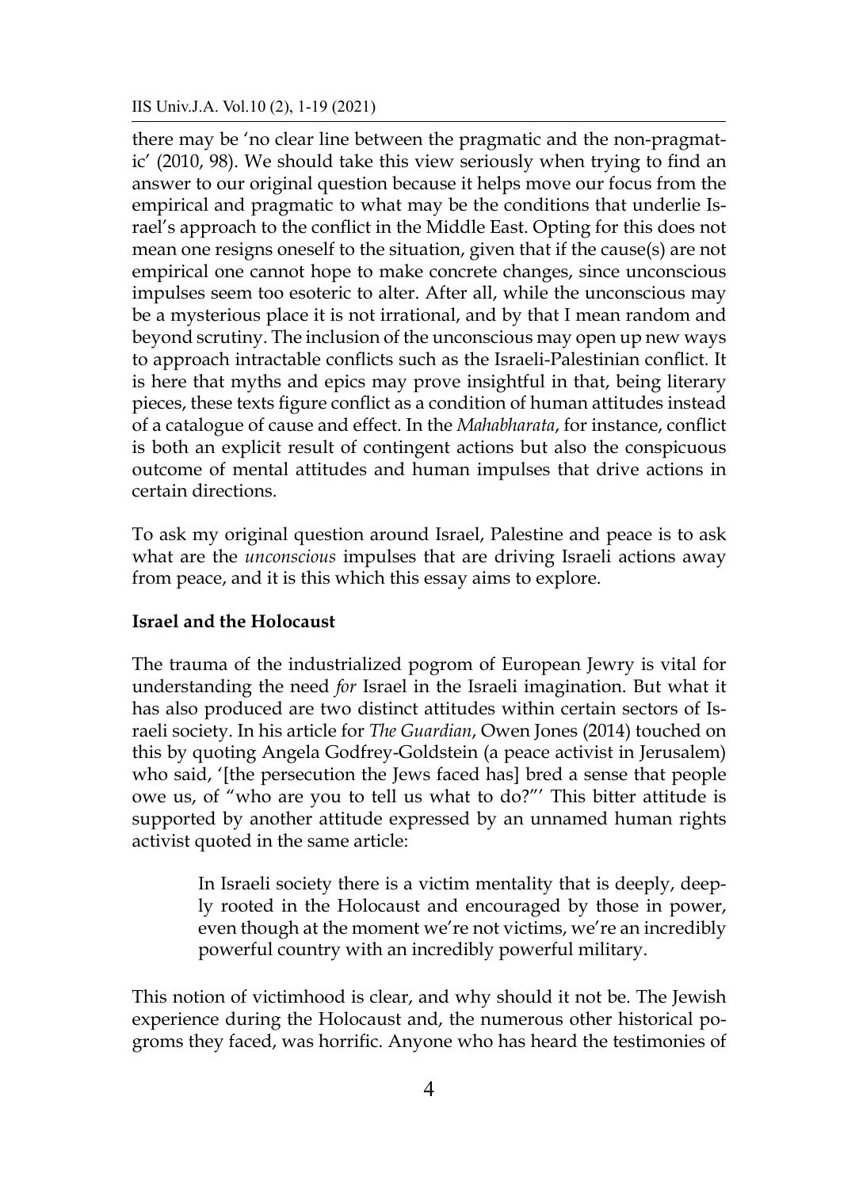there may be 'no clear line between the pragmatic and the non-pragmatic' (2010, 98). We should take this view seriously when trying to find an answer to our original question because it helps move our focus from the empirical and pragmatic to what may be the conditions that underlie Israel's approach to the conflict in the Middle East. Opting for this does not mean one resigns oneself to the situation, given that if the cause(s) are not empirical one cannot hope to make concrete changes, since unconscious impulses seem too esoteric to alter. After all, while the unconscious may be a mysterious place it is not irrational, and by that I mean random and beyond scrutiny. The inclusion of the unconscious may open up new ways to approach intractable conflicts such as the Israeli-Palestinian conflict. It is here that myths and epics may prove insightful in that, being literary pieces, these texts figure conflict as a condition of human attitudes instead of a catalogue of cause and effect. In the *Mahabharata*, for instance, conflict is both an explicit result of contingent actions but also the conspicuous outcome of mental attitudes and human impulses that drive actions in certain directions.

To ask my original question around Israel, Palestine and peace is to ask what are the *unconscious* impulses that are driving Israeli actions away from peace, and it is this which this essay aims to explore.

**Israel and the Holocaust**

The trauma of the industrialized pogrom of European Jewry is vital for understanding the need *for* Israel in the Israeli imagination. But what it has also produced are two distinct attitudes within certain sectors of Israeli society. In his article for *The Guardian*, Owen Jones (2014) touched on this by quoting Angela Godfrey-Goldstein (a peace activist in Jerusalem) who said, '[the persecution the Jews faced has] bred a sense that people owe us, of "who are you to tell us what to do?"' This bitter attitude is supported by another attitude expressed by an unnamed human rights activist quoted in the same article:

> In Israeli society there is a victim mentality that is deeply, deeply rooted in the Holocaust and encouraged by those in power, even though at the moment we're not victims, we're an incredibly powerful country with an incredibly powerful military.

This notion of victimhood is clear, and why should it not be. The Jewish experience during the Holocaust and, the numerous other historical pogroms they faced, was horrific. Anyone who has heard the testimonies of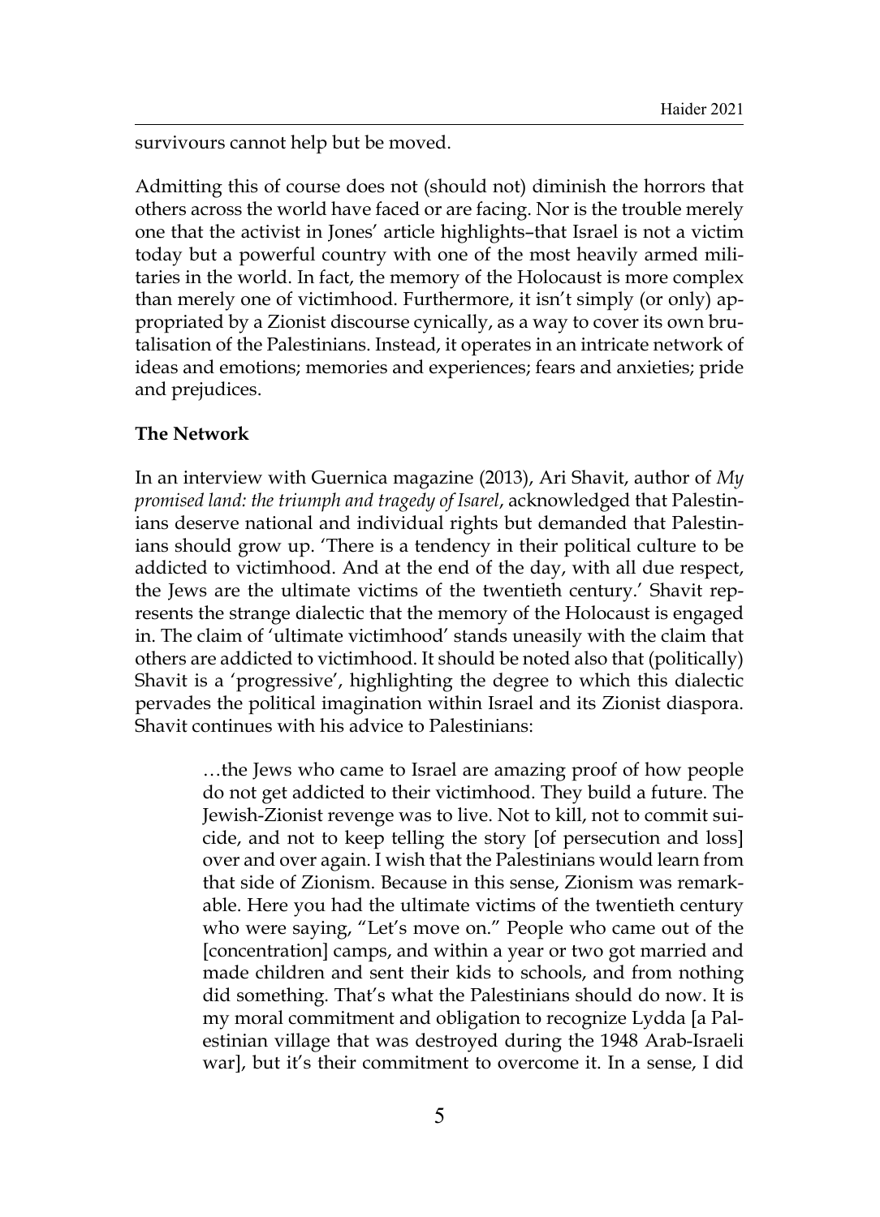survivours cannot help but be moved.

Admitting this of course does not (should not) diminish the horrors that others across the world have faced or are facing. Nor is the trouble merely one that the activist in Jones' article highlights–that Israel is not a victim today but a powerful country with one of the most heavily armed militaries in the world. In fact, the memory of the Holocaust is more complex than merely one of victimhood. Furthermore, it isn't simply (or only) appropriated by a Zionist discourse cynically, as a way to cover its own brutalisation of the Palestinians. Instead, it operates in an intricate network of ideas and emotions; memories and experiences; fears and anxieties; pride and prejudices.

**The Network**

In an interview with Guernica magazine (2013), Ari Shavit, author of *My promised land: the triumph and tragedy of Isarel*, acknowledged that Palestinians deserve national and individual rights but demanded that Palestinians should grow up. 'There is a tendency in their political culture to be addicted to victimhood. And at the end of the day, with all due respect, the Jews are the ultimate victims of the twentieth century.' Shavit represents the strange dialectic that the memory of the Holocaust is engaged in. The claim of 'ultimate victimhood' stands uneasily with the claim that others are addicted to victimhood. It should be noted also that (politically) Shavit is a 'progressive', highlighting the degree to which this dialectic pervades the political imagination within Israel and its Zionist diaspora. Shavit continues with his advice to Palestinians:

> …the Jews who came to Israel are amazing proof of how people do not get addicted to their victimhood. They build a future. The Jewish-Zionist revenge was to live. Not to kill, not to commit suicide, and not to keep telling the story [of persecution and loss] over and over again. I wish that the Palestinians would learn from that side of Zionism. Because in this sense, Zionism was remarkable. Here you had the ultimate victims of the twentieth century who were saying, "Let's move on." People who came out of the [concentration] camps, and within a year or two got married and made children and sent their kids to schools, and from nothing did something. That's what the Palestinians should do now. It is my moral commitment and obligation to recognize Lydda [a Palestinian village that was destroyed during the 1948 Arab-Israeli war], but it's their commitment to overcome it. In a sense, I did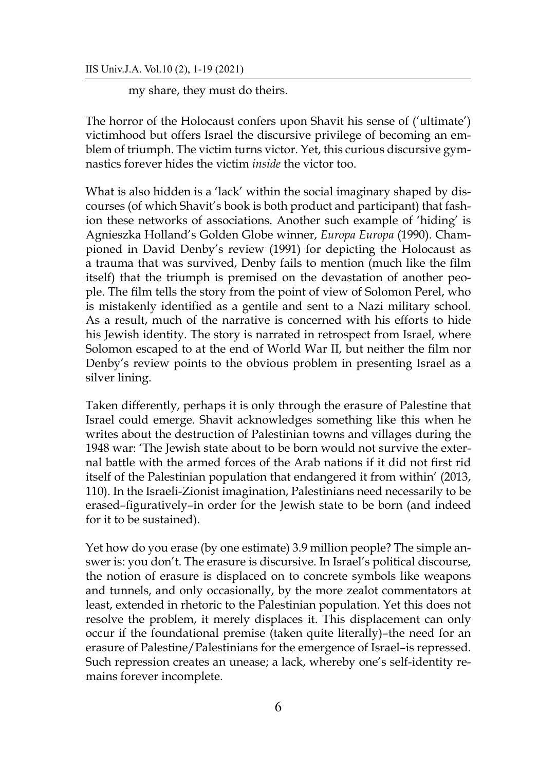my share, they must do theirs.

The horror of the Holocaust confers upon Shavit his sense of ('ultimate') victimhood but offers Israel the discursive privilege of becoming an emblem of triumph. The victim turns victor. Yet, this curious discursive gymnastics forever hides the victim *inside* the victor too.

What is also hidden is a 'lack' within the social imaginary shaped by discourses (of which Shavit's book is both product and participant) that fashion these networks of associations. Another such example of 'hiding' is Agnieszka Holland's Golden Globe winner, *Europa Europa* (1990). Championed in David Denby's review (1991) for depicting the Holocaust as a trauma that was survived, Denby fails to mention (much like the film itself) that the triumph is premised on the devastation of another people. The film tells the story from the point of view of Solomon Perel, who is mistakenly identified as a gentile and sent to a Nazi military school. As a result, much of the narrative is concerned with his efforts to hide his Jewish identity. The story is narrated in retrospect from Israel, where Solomon escaped to at the end of World War II, but neither the film nor Denby's review points to the obvious problem in presenting Israel as a silver lining.

Taken differently, perhaps it is only through the erasure of Palestine that Israel could emerge. Shavit acknowledges something like this when he writes about the destruction of Palestinian towns and villages during the 1948 war: 'The Jewish state about to be born would not survive the external battle with the armed forces of the Arab nations if it did not first rid itself of the Palestinian population that endangered it from within' (2013, 110). In the Israeli-Zionist imagination, Palestinians need necessarily to be erased–figuratively–in order for the Jewish state to be born (and indeed for it to be sustained).

Yet how do you erase (by one estimate) 3.9 million people? The simple answer is: you don't. The erasure is discursive. In Israel's political discourse, the notion of erasure is displaced on to concrete symbols like weapons and tunnels, and only occasionally, by the more zealot commentators at least, extended in rhetoric to the Palestinian population. Yet this does not resolve the problem, it merely displaces it. This displacement can only occur if the foundational premise (taken quite literally)–the need for an erasure of Palestine/Palestinians for the emergence of Israel–is repressed. Such repression creates an unease; a lack, whereby one's self-identity remains forever incomplete.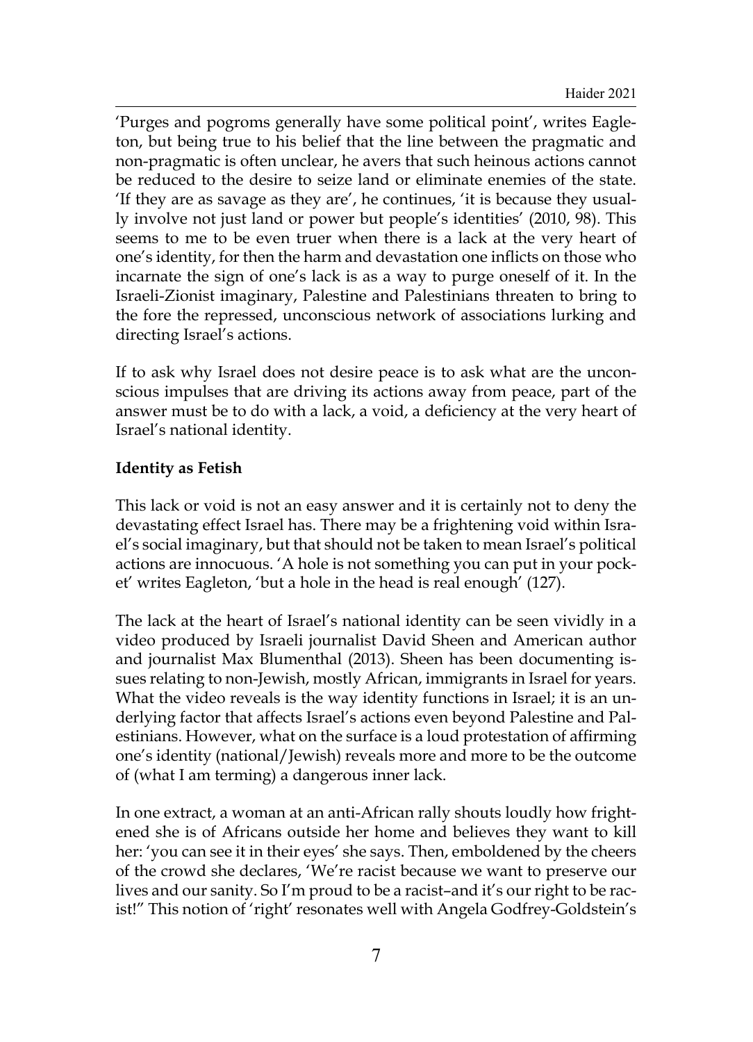'Purges and pogroms generally have some political point', writes Eagleton, but being true to his belief that the line between the pragmatic and non-pragmatic is often unclear, he avers that such heinous actions cannot be reduced to the desire to seize land or eliminate enemies of the state. 'If they are as savage as they are', he continues, 'it is because they usually involve not just land or power but people's identities' (2010, 98). This seems to me to be even truer when there is a lack at the very heart of one's identity, for then the harm and devastation one inflicts on those who incarnate the sign of one's lack is as a way to purge oneself of it. In the Israeli-Zionist imaginary, Palestine and Palestinians threaten to bring to the fore the repressed, unconscious network of associations lurking and directing Israel's actions.

If to ask why Israel does not desire peace is to ask what are the unconscious impulses that are driving its actions away from peace, part of the answer must be to do with a lack, a void, a deficiency at the very heart of Israel's national identity.

**Identity as Fetish**

This lack or void is not an easy answer and it is certainly not to deny the devastating effect Israel has. There may be a frightening void within Israel's social imaginary, but that should not be taken to mean Israel's political actions are innocuous. 'A hole is not something you can put in your pocket' writes Eagleton, 'but a hole in the head is real enough' (127).

The lack at the heart of Israel's national identity can be seen vividly in a video produced by Israeli journalist David Sheen and American author and journalist Max Blumenthal (2013). Sheen has been documenting issues relating to non-Jewish, mostly African, immigrants in Israel for years. What the video reveals is the way identity functions in Israel; it is an underlying factor that affects Israel's actions even beyond Palestine and Palestinians. However, what on the surface is a loud protestation of affirming one's identity (national/Jewish) reveals more and more to be the outcome of (what I am terming) a dangerous inner lack.

In one extract, a woman at an anti-African rally shouts loudly how frightened she is of Africans outside her home and believes they want to kill her: 'you can see it in their eyes' she says. Then, emboldened by the cheers of the crowd she declares, 'We're racist because we want to preserve our lives and our sanity. So I'm proud to be a racist–and it's our right to be racist!" This notion of 'right' resonates well with Angela Godfrey-Goldstein's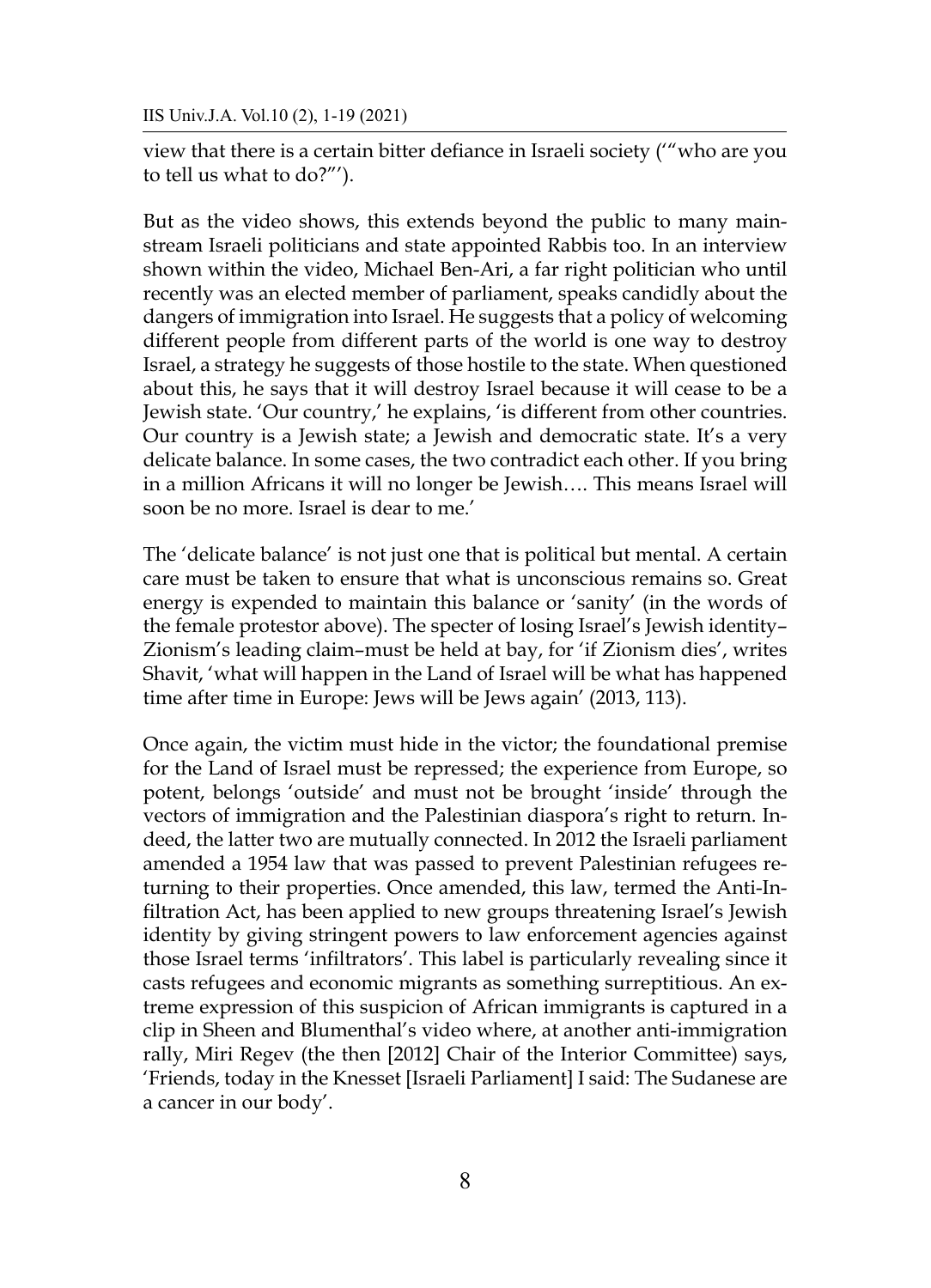view that there is a certain bitter defiance in Israeli society ('"who are you to tell us what to do?"').

But as the video shows, this extends beyond the public to many mainstream Israeli politicians and state appointed Rabbis too. In an interview shown within the video, Michael Ben-Ari, a far right politician who until recently was an elected member of parliament, speaks candidly about the dangers of immigration into Israel. He suggests that a policy of welcoming different people from different parts of the world is one way to destroy Israel, a strategy he suggests of those hostile to the state. When questioned about this, he says that it will destroy Israel because it will cease to be a Jewish state. 'Our country,' he explains, 'is different from other countries. Our country is a Jewish state; a Jewish and democratic state. It's a very delicate balance. In some cases, the two contradict each other. If you bring in a million Africans it will no longer be Jewish…. This means Israel will soon be no more. Israel is dear to me.'

The 'delicate balance' is not just one that is political but mental. A certain care must be taken to ensure that what is unconscious remains so. Great energy is expended to maintain this balance or 'sanity' (in the words of the female protestor above). The specter of losing Israel's Jewish identity–Zionism's leading claim–must be held at bay, for 'if Zionism dies', writes Shavit, 'what will happen in the Land of Israel will be what has happened time after time in Europe: Jews will be Jews again' (2013, 113).

Once again, the victim must hide in the victor; the foundational premise for the Land of Israel must be repressed; the experience from Europe, so potent, belongs 'outside' and must not be brought 'inside' through the vectors of immigration and the Palestinian diaspora's right to return. Indeed, the latter two are mutually connected. In 2012 the Israeli parliament amended a 1954 law that was passed to prevent Palestinian refugees returning to their properties. Once amended, this law, termed the Anti-Infiltration Act, has been applied to new groups threatening Israel's Jewish identity by giving stringent powers to law enforcement agencies against those Israel terms 'infiltrators'. This label is particularly revealing since it casts refugees and economic migrants as something surreptitious. An extreme expression of this suspicion of African immigrants is captured in a clip in Sheen and Blumenthal's video where, at another anti-immigration rally, Miri Regev (the then [2012] Chair of the Interior Committee) says, 'Friends, today in the Knesset [Israeli Parliament] I said: The Sudanese are a cancer in our body'.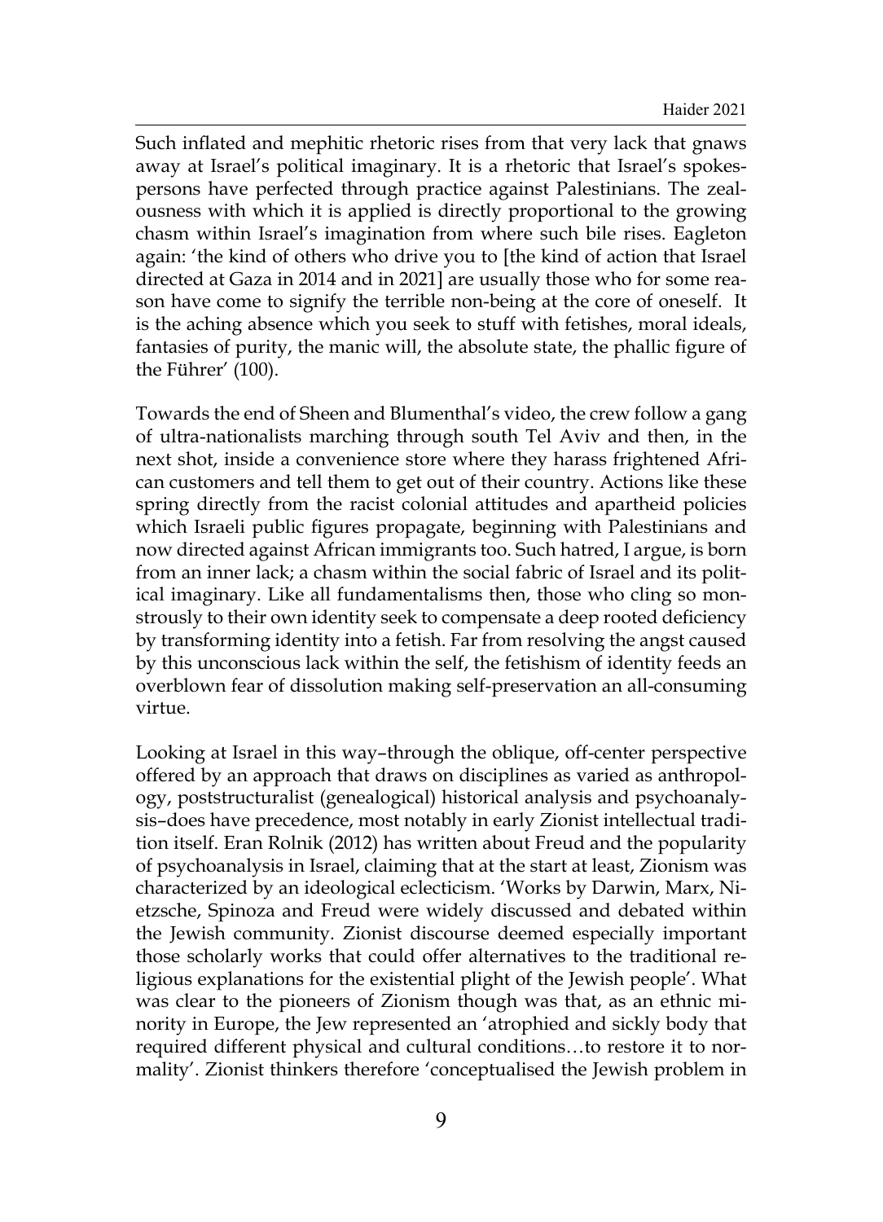Such inflated and mephitic rhetoric rises from that very lack that gnaws away at Israel's political imaginary. It is a rhetoric that Israel's spokespersons have perfected through practice against Palestinians. The zealousness with which it is applied is directly proportional to the growing chasm within Israel's imagination from where such bile rises. Eagleton again: 'the kind of others who drive you to [the kind of action that Israel directed at Gaza in 2014 and in 2021] are usually those who for some reason have come to signify the terrible non-being at the core of oneself. It is the aching absence which you seek to stuff with fetishes, moral ideals, fantasies of purity, the manic will, the absolute state, the phallic figure of the Führer' (100).

Towards the end of Sheen and Blumenthal's video, the crew follow a gang of ultra-nationalists marching through south Tel Aviv and then, in the next shot, inside a convenience store where they harass frightened African customers and tell them to get out of their country. Actions like these spring directly from the racist colonial attitudes and apartheid policies which Israeli public figures propagate, beginning with Palestinians and now directed against African immigrants too. Such hatred, I argue, is born from an inner lack; a chasm within the social fabric of Israel and its political imaginary. Like all fundamentalisms then, those who cling so monstrously to their own identity seek to compensate a deep rooted deficiency by transforming identity into a fetish. Far from resolving the angst caused by this unconscious lack within the self, the fetishism of identity feeds an overblown fear of dissolution making self-preservation an all-consuming virtue.

Looking at Israel in this way–through the oblique, off-center perspective offered by an approach that draws on disciplines as varied as anthropology, poststructuralist (genealogical) historical analysis and psychoanalysis–does have precedence, most notably in early Zionist intellectual tradition itself. Eran Rolnik (2012) has written about Freud and the popularity of psychoanalysis in Israel, claiming that at the start at least, Zionism was characterized by an ideological eclecticism. 'Works by Darwin, Marx, Nietzsche, Spinoza and Freud were widely discussed and debated within the Jewish community. Zionist discourse deemed especially important those scholarly works that could offer alternatives to the traditional religious explanations for the existential plight of the Jewish people'. What was clear to the pioneers of Zionism though was that, as an ethnic minority in Europe, the Jew represented an 'atrophied and sickly body that required different physical and cultural conditions…to restore it to normality'. Zionist thinkers therefore 'conceptualised the Jewish problem in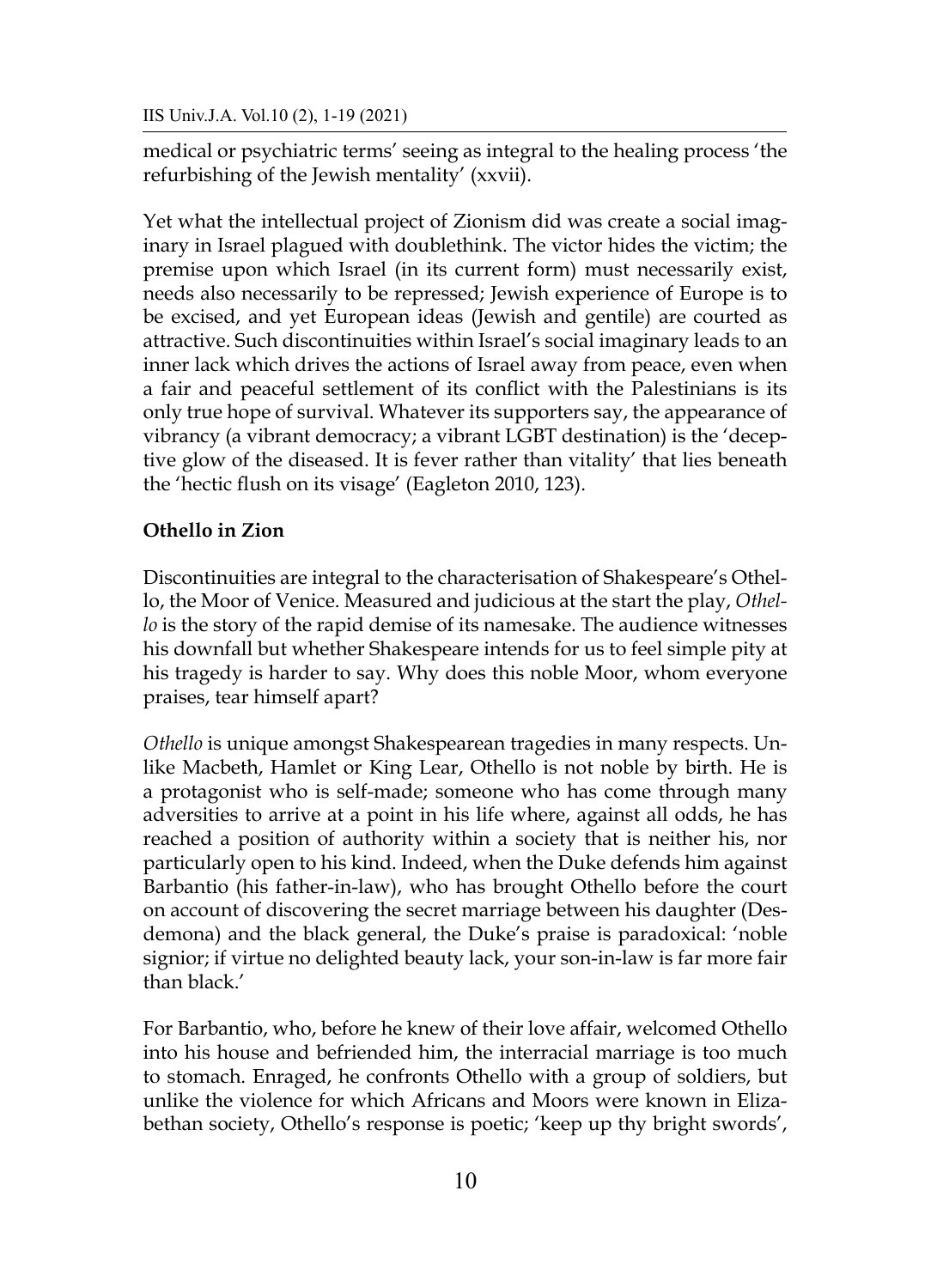medical or psychiatric terms' seeing as integral to the healing process 'the refurbishing of the Jewish mentality' (xxvii).

Yet what the intellectual project of Zionism did was create a social imaginary in Israel plagued with doublethink. The victor hides the victim; the premise upon which Israel (in its current form) must necessarily exist, needs also necessarily to be repressed; Jewish experience of Europe is to be excised, and yet European ideas (Jewish and gentile) are courted as attractive. Such discontinuities within Israel's social imaginary leads to an inner lack which drives the actions of Israel away from peace, even when a fair and peaceful settlement of its conflict with the Palestinians is its only true hope of survival. Whatever its supporters say, the appearance of vibrancy (a vibrant democracy; a vibrant LGBT destination) is the 'deceptive glow of the diseased. It is fever rather than vitality' that lies beneath the 'hectic flush on its visage' (Eagleton 2010, 123).

## Othello in Zion

Discontinuities are integral to the characterisation of Shakespeare's Othello, the Moor of Venice. Measured and judicious at the start the play, *Othello* is the story of the rapid demise of its namesake. The audience witnesses his downfall but whether Shakespeare intends for us to feel simple pity at his tragedy is harder to say. Why does this noble Moor, whom everyone praises, tear himself apart?

*Othello* is unique amongst Shakespearean tragedies in many respects. Unlike Macbeth, Hamlet or King Lear, Othello is not noble by birth. He is a protagonist who is self-made; someone who has come through many adversities to arrive at a point in his life where, against all odds, he has reached a position of authority within a society that is neither his, nor particularly open to his kind. Indeed, when the Duke defends him against Barbantio (his father-in-law), who has brought Othello before the court on account of discovering the secret marriage between his daughter (Desdemona) and the black general, the Duke's praise is paradoxical: 'noble signior; if virtue no delighted beauty lack, your son-in-law is far more fair than black.'

For Barbantio, who, before he knew of their love affair, welcomed Othello into his house and befriended him, the interracial marriage is too much to stomach. Enraged, he confronts Othello with a group of soldiers, but unlike the violence for which Africans and Moors were known in Elizabethan society, Othello's response is poetic; 'keep up thy bright swords',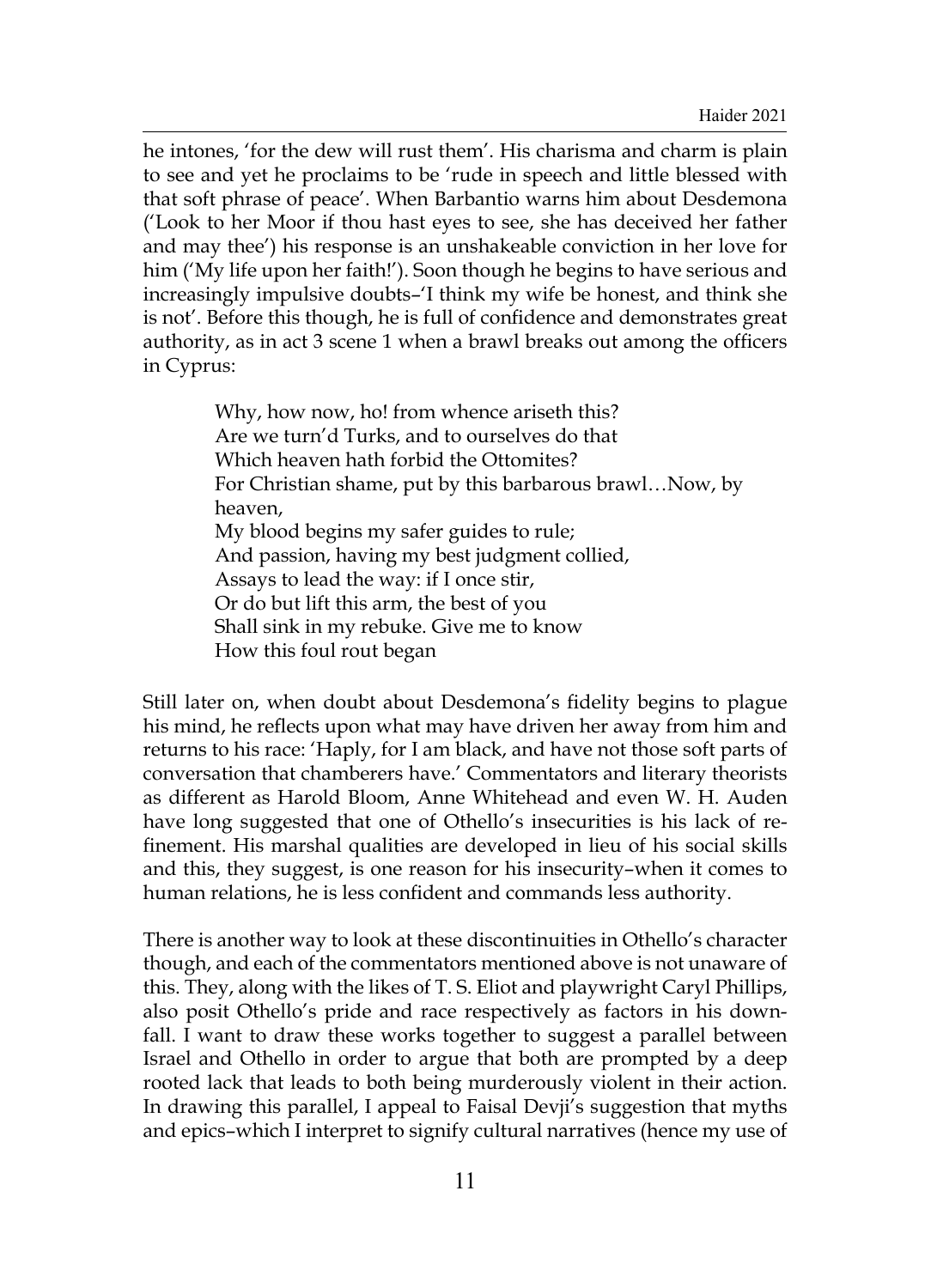he intones, 'for the dew will rust them'. His charisma and charm is plain to see and yet he proclaims to be 'rude in speech and little blessed with that soft phrase of peace'. When Barbantio warns him about Desdemona ('Look to her Moor if thou hast eyes to see, she has deceived her father and may thee') his response is an unshakeable conviction in her love for him ('My life upon her faith!'). Soon though he begins to have serious and increasingly impulsive doubts–'I think my wife be honest, and think she is not'. Before this though, he is full of confidence and demonstrates great authority, as in act 3 scene 1 when a brawl breaks out among the officers in Cyprus:

> Why, how now, ho! from whence ariseth this?
> Are we turn'd Turks, and to ourselves do that
> Which heaven hath forbid the Ottomites?
> For Christian shame, put by this barbarous brawl…Now, by heaven,
> My blood begins my safer guides to rule;
> And passion, having my best judgment collied,
> Assays to lead the way: if I once stir,
> Or do but lift this arm, the best of you
> Shall sink in my rebuke. Give me to know
> How this foul rout began

Still later on, when doubt about Desdemona's fidelity begins to plague his mind, he reflects upon what may have driven her away from him and returns to his race: 'Haply, for I am black, and have not those soft parts of conversation that chamberers have.' Commentators and literary theorists as different as Harold Bloom, Anne Whitehead and even W. H. Auden have long suggested that one of Othello's insecurities is his lack of refinement. His marshal qualities are developed in lieu of his social skills and this, they suggest, is one reason for his insecurity–when it comes to human relations, he is less confident and commands less authority.

There is another way to look at these discontinuities in Othello's character though, and each of the commentators mentioned above is not unaware of this. They, along with the likes of T. S. Eliot and playwright Caryl Phillips, also posit Othello's pride and race respectively as factors in his downfall. I want to draw these works together to suggest a parallel between Israel and Othello in order to argue that both are prompted by a deep rooted lack that leads to both being murderously violent in their action. In drawing this parallel, I appeal to Faisal Devji's suggestion that myths and epics–which I interpret to signify cultural narratives (hence my use of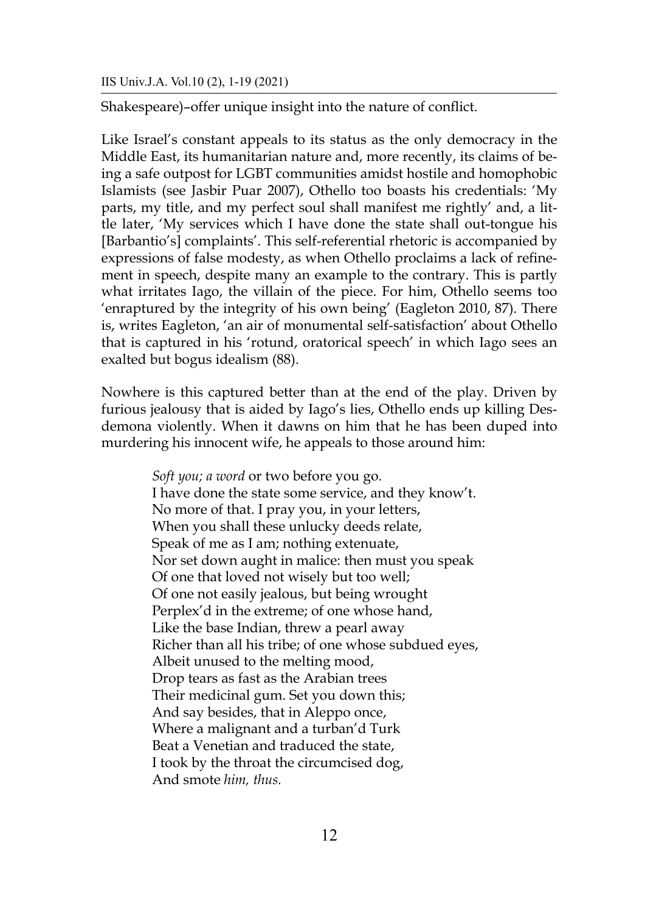Shakespeare)–offer unique insight into the nature of conflict.

Like Israel's constant appeals to its status as the only democracy in the Middle East, its humanitarian nature and, more recently, its claims of being a safe outpost for LGBT communities amidst hostile and homophobic Islamists (see Jasbir Puar 2007), Othello too boasts his credentials: 'My parts, my title, and my perfect soul shall manifest me rightly' and, a little later, 'My services which I have done the state shall out-tongue his [Barbantio's] complaints'. This self-referential rhetoric is accompanied by expressions of false modesty, as when Othello proclaims a lack of refinement in speech, despite many an example to the contrary. This is partly what irritates Iago, the villain of the piece. For him, Othello seems too 'enraptured by the integrity of his own being' (Eagleton 2010, 87). There is, writes Eagleton, 'an air of monumental self-satisfaction' about Othello that is captured in his 'rotund, oratorical speech' in which Iago sees an exalted but bogus idealism (88).

Nowhere is this captured better than at the end of the play. Driven by furious jealousy that is aided by Iago's lies, Othello ends up killing Desdemona violently. When it dawns on him that he has been duped into murdering his innocent wife, he appeals to those around him:

> *Soft you; a word* or two before you go.
> I have done the state some service, and they know't.
> No more of that. I pray you, in your letters,
> When you shall these unlucky deeds relate,
> Speak of me as I am; nothing extenuate,
> Nor set down aught in malice: then must you speak
> Of one that loved not wisely but too well;
> Of one not easily jealous, but being wrought
> Perplex'd in the extreme; of one whose hand,
> Like the base Indian, threw a pearl away
> Richer than all his tribe; of one whose subdued eyes,
> Albeit unused to the melting mood,
> Drop tears as fast as the Arabian trees
> Their medicinal gum. Set you down this;
> And say besides, that in Aleppo once,
> Where a malignant and a turban'd Turk
> Beat a Venetian and traduced the state,
> I took by the throat the circumcised dog,
> And smote *him, thus.*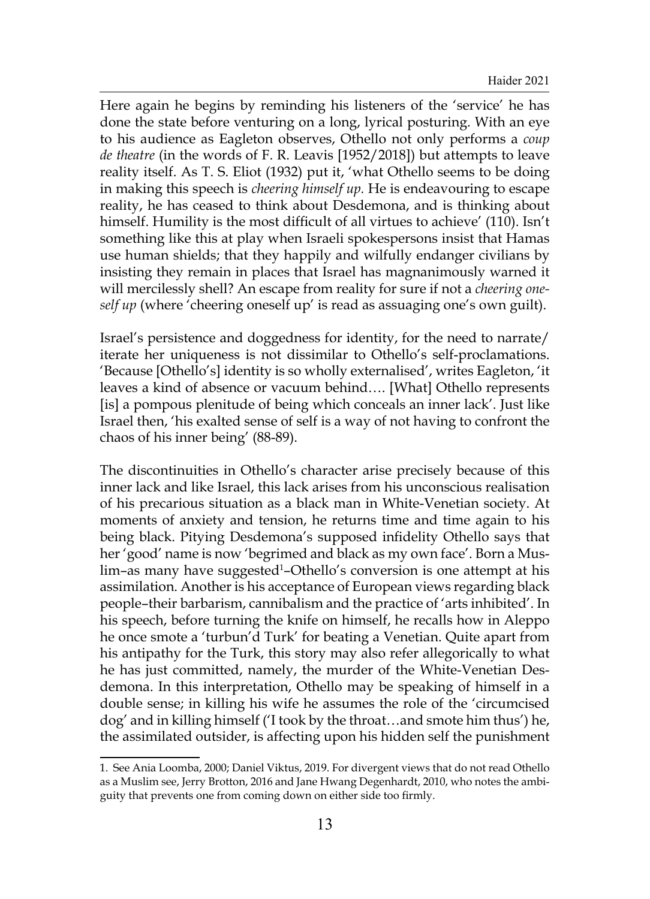Here again he begins by reminding his listeners of the 'service' he has done the state before venturing on a long, lyrical posturing. With an eye to his audience as Eagleton observes, Othello not only performs a *coup de theatre* (in the words of F. R. Leavis [1952/2018]) but attempts to leave reality itself. As T. S. Eliot (1932) put it, 'what Othello seems to be doing in making this speech is *cheering himself up.* He is endeavouring to escape reality, he has ceased to think about Desdemona, and is thinking about himself. Humility is the most difficult of all virtues to achieve' (110). Isn't something like this at play when Israeli spokespersons insist that Hamas use human shields; that they happily and wilfully endanger civilians by insisting they remain in places that Israel has magnanimously warned it will mercilessly shell? An escape from reality for sure if not a *cheering oneself up* (where 'cheering oneself up' is read as assuaging one's own guilt).

Israel's persistence and doggedness for identity, for the need to narrate/ iterate her uniqueness is not dissimilar to Othello's self-proclamations. 'Because [Othello's] identity is so wholly externalised', writes Eagleton, 'it leaves a kind of absence or vacuum behind…. [What] Othello represents [is] a pompous plenitude of being which conceals an inner lack'. Just like Israel then, 'his exalted sense of self is a way of not having to confront the chaos of his inner being' (88-89).

The discontinuities in Othello's character arise precisely because of this inner lack and like Israel, this lack arises from his unconscious realisation of his precarious situation as a black man in White-Venetian society. At moments of anxiety and tension, he returns time and time again to his being black. Pitying Desdemona's supposed infidelity Othello says that her 'good' name is now 'begrimed and black as my own face'. Born a Muslim–as many have suggested[1]–Othello's conversion is one attempt at his assimilation. Another is his acceptance of European views regarding black people–their barbarism, cannibalism and the practice of 'arts inhibited'. In his speech, before turning the knife on himself, he recalls how in Aleppo he once smote a 'turbun'd Turk' for beating a Venetian. Quite apart from his antipathy for the Turk, this story may also refer allegorically to what he has just committed, namely, the murder of the White-Venetian Desdemona. In this interpretation, Othello may be speaking of himself in a double sense; in killing his wife he assumes the role of the 'circumcised dog' and in killing himself ('I took by the throat…and smote him thus') he, the assimilated outsider, is affecting upon his hidden self the punishment

---

1. See Ania Loomba, 2000; Daniel Viktus, 2019. For divergent views that do not read Othello as a Muslim see, Jerry Brotton, 2016 and Jane Hwang Degenhardt, 2010, who notes the ambiguity that prevents one from coming down on either side too firmly.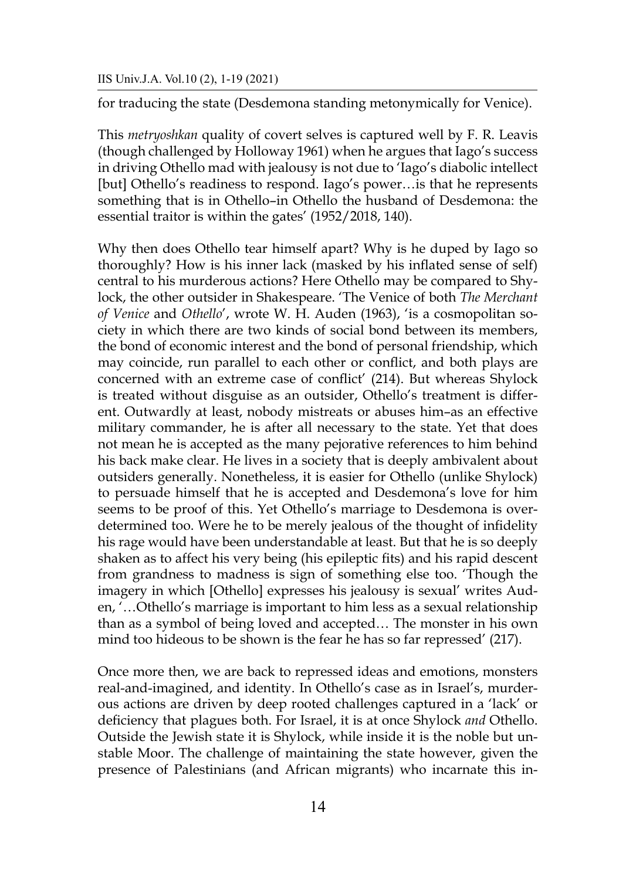for traducing the state (Desdemona standing metonymically for Venice).

This *metryoshkan* quality of covert selves is captured well by F. R. Leavis (though challenged by Holloway 1961) when he argues that Iago's success in driving Othello mad with jealousy is not due to 'Iago's diabolic intellect [but] Othello's readiness to respond. Iago's power…is that he represents something that is in Othello–in Othello the husband of Desdemona: the essential traitor is within the gates' (1952/2018, 140).

Why then does Othello tear himself apart? Why is he duped by Iago so thoroughly? How is his inner lack (masked by his inflated sense of self) central to his murderous actions? Here Othello may be compared to Shylock, the other outsider in Shakespeare. 'The Venice of both *The Merchant of Venice* and *Othello*', wrote W. H. Auden (1963), 'is a cosmopolitan society in which there are two kinds of social bond between its members, the bond of economic interest and the bond of personal friendship, which may coincide, run parallel to each other or conflict, and both plays are concerned with an extreme case of conflict' (214). But whereas Shylock is treated without disguise as an outsider, Othello's treatment is different. Outwardly at least, nobody mistreats or abuses him–as an effective military commander, he is after all necessary to the state. Yet that does not mean he is accepted as the many pejorative references to him behind his back make clear. He lives in a society that is deeply ambivalent about outsiders generally. Nonetheless, it is easier for Othello (unlike Shylock) to persuade himself that he is accepted and Desdemona's love for him seems to be proof of this. Yet Othello's marriage to Desdemona is over-determined too. Were he to be merely jealous of the thought of infidelity his rage would have been understandable at least. But that he is so deeply shaken as to affect his very being (his epileptic fits) and his rapid descent from grandness to madness is sign of something else too. 'Though the imagery in which [Othello] expresses his jealousy is sexual' writes Auden, '…Othello's marriage is important to him less as a sexual relationship than as a symbol of being loved and accepted… The monster in his own mind too hideous to be shown is the fear he has so far repressed' (217).

Once more then, we are back to repressed ideas and emotions, monsters real-and-imagined, and identity. In Othello's case as in Israel's, murderous actions are driven by deep rooted challenges captured in a 'lack' or deficiency that plagues both. For Israel, it is at once Shylock *and* Othello. Outside the Jewish state it is Shylock, while inside it is the noble but unstable Moor. The challenge of maintaining the state however, given the presence of Palestinians (and African migrants) who incarnate this in-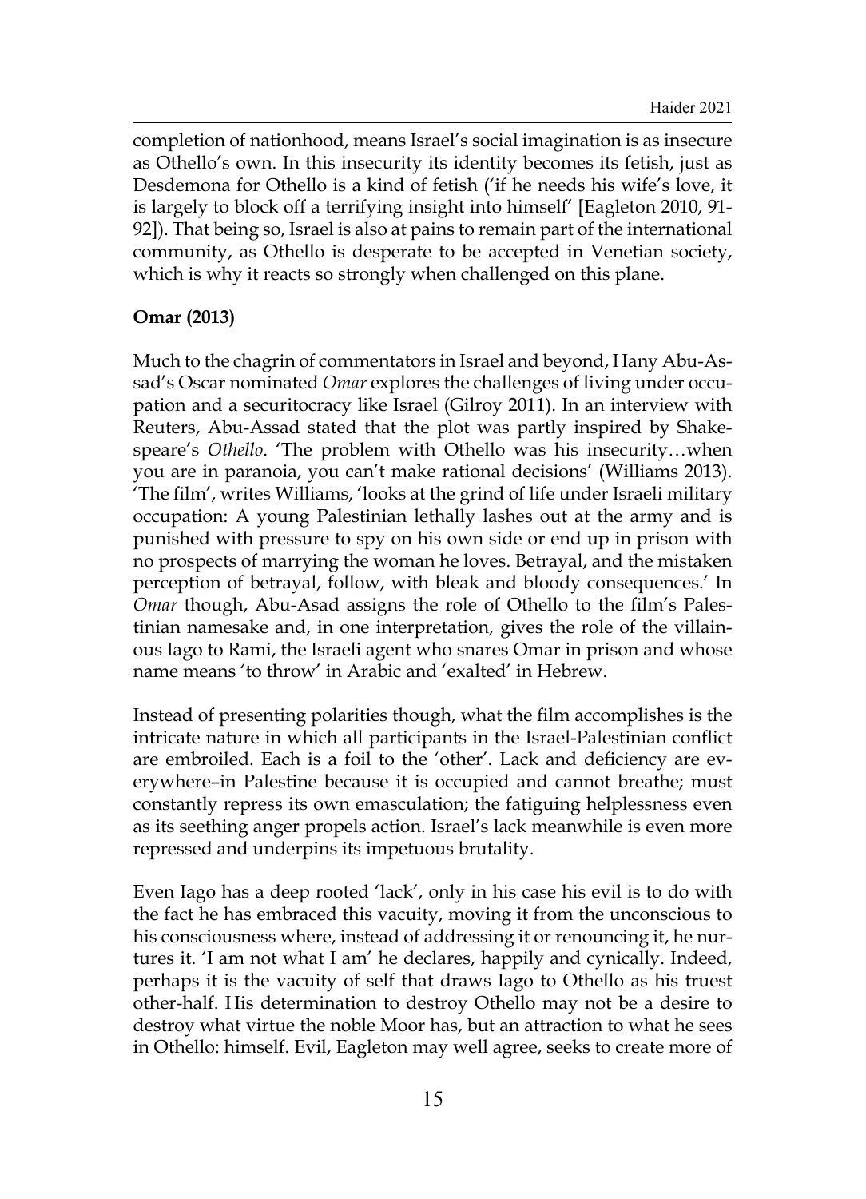completion of nationhood, means Israel's social imagination is as insecure as Othello's own. In this insecurity its identity becomes its fetish, just as Desdemona for Othello is a kind of fetish ('if he needs his wife's love, it is largely to block off a terrifying insight into himself' [Eagleton 2010, 91-92]). That being so, Israel is also at pains to remain part of the international community, as Othello is desperate to be accepted in Venetian society, which is why it reacts so strongly when challenged on this plane.

**Omar (2013)**

Much to the chagrin of commentators in Israel and beyond, Hany Abu-Assad's Oscar nominated *Omar* explores the challenges of living under occupation and a securitocracy like Israel (Gilroy 2011). In an interview with Reuters, Abu-Assad stated that the plot was partly inspired by Shakespeare's *Othello*. 'The problem with Othello was his insecurity…when you are in paranoia, you can't make rational decisions' (Williams 2013). 'The film', writes Williams, 'looks at the grind of life under Israeli military occupation: A young Palestinian lethally lashes out at the army and is punished with pressure to spy on his own side or end up in prison with no prospects of marrying the woman he loves. Betrayal, and the mistaken perception of betrayal, follow, with bleak and bloody consequences.' In *Omar* though, Abu-Asad assigns the role of Othello to the film's Palestinian namesake and, in one interpretation, gives the role of the villainous Iago to Rami, the Israeli agent who snares Omar in prison and whose name means 'to throw' in Arabic and 'exalted' in Hebrew.

Instead of presenting polarities though, what the film accomplishes is the intricate nature in which all participants in the Israel-Palestinian conflict are embroiled. Each is a foil to the 'other'. Lack and deficiency are everywhere–in Palestine because it is occupied and cannot breathe; must constantly repress its own emasculation; the fatiguing helplessness even as its seething anger propels action. Israel's lack meanwhile is even more repressed and underpins its impetuous brutality.

Even Iago has a deep rooted 'lack', only in his case his evil is to do with the fact he has embraced this vacuity, moving it from the unconscious to his consciousness where, instead of addressing it or renouncing it, he nurtures it. 'I am not what I am' he declares, happily and cynically. Indeed, perhaps it is the vacuity of self that draws Iago to Othello as his truest other-half. His determination to destroy Othello may not be a desire to destroy what virtue the noble Moor has, but an attraction to what he sees in Othello: himself. Evil, Eagleton may well agree, seeks to create more of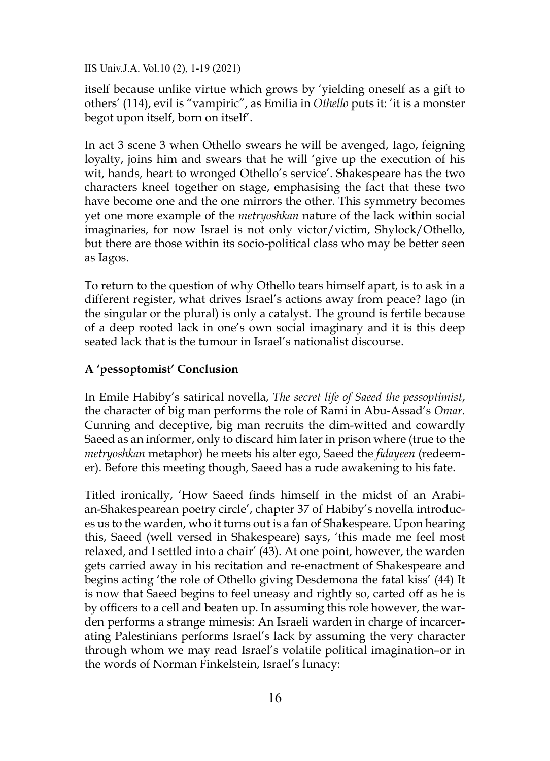itself because unlike virtue which grows by 'yielding oneself as a gift to others' (114), evil is "vampiric", as Emilia in *Othello* puts it: 'it is a monster begot upon itself, born on itself'.

In act 3 scene 3 when Othello swears he will be avenged, Iago, feigning loyalty, joins him and swears that he will 'give up the execution of his wit, hands, heart to wronged Othello's service'. Shakespeare has the two characters kneel together on stage, emphasising the fact that these two have become one and the one mirrors the other. This symmetry becomes yet one more example of the *metryoshkan* nature of the lack within social imaginaries, for now Israel is not only victor/victim, Shylock/Othello, but there are those within its socio-political class who may be better seen as Iagos.

To return to the question of why Othello tears himself apart, is to ask in a different register, what drives Israel's actions away from peace? Iago (in the singular or the plural) is only a catalyst. The ground is fertile because of a deep rooted lack in one's own social imaginary and it is this deep seated lack that is the tumour in Israel's nationalist discourse.

## A 'pessoptomist' Conclusion

In Emile Habiby's satirical novella, *The secret life of Saeed the pessoptimist*, the character of big man performs the role of Rami in Abu-Assad's *Omar*. Cunning and deceptive, big man recruits the dim-witted and cowardly Saeed as an informer, only to discard him later in prison where (true to the *metryoshkan* metaphor) he meets his alter ego, Saeed the *fidayeen* (redeemer). Before this meeting though, Saeed has a rude awakening to his fate.

Titled ironically, 'How Saeed finds himself in the midst of an Arabian-Shakespearean poetry circle', chapter 37 of Habiby's novella introduces us to the warden, who it turns out is a fan of Shakespeare. Upon hearing this, Saeed (well versed in Shakespeare) says, 'this made me feel most relaxed, and I settled into a chair' (43). At one point, however, the warden gets carried away in his recitation and re-enactment of Shakespeare and begins acting 'the role of Othello giving Desdemona the fatal kiss' (44) It is now that Saeed begins to feel uneasy and rightly so, carted off as he is by officers to a cell and beaten up. In assuming this role however, the warden performs a strange mimesis: An Israeli warden in charge of incarcerating Palestinians performs Israel's lack by assuming the very character through whom we may read Israel's volatile political imagination–or in the words of Norman Finkelstein, Israel's lunacy: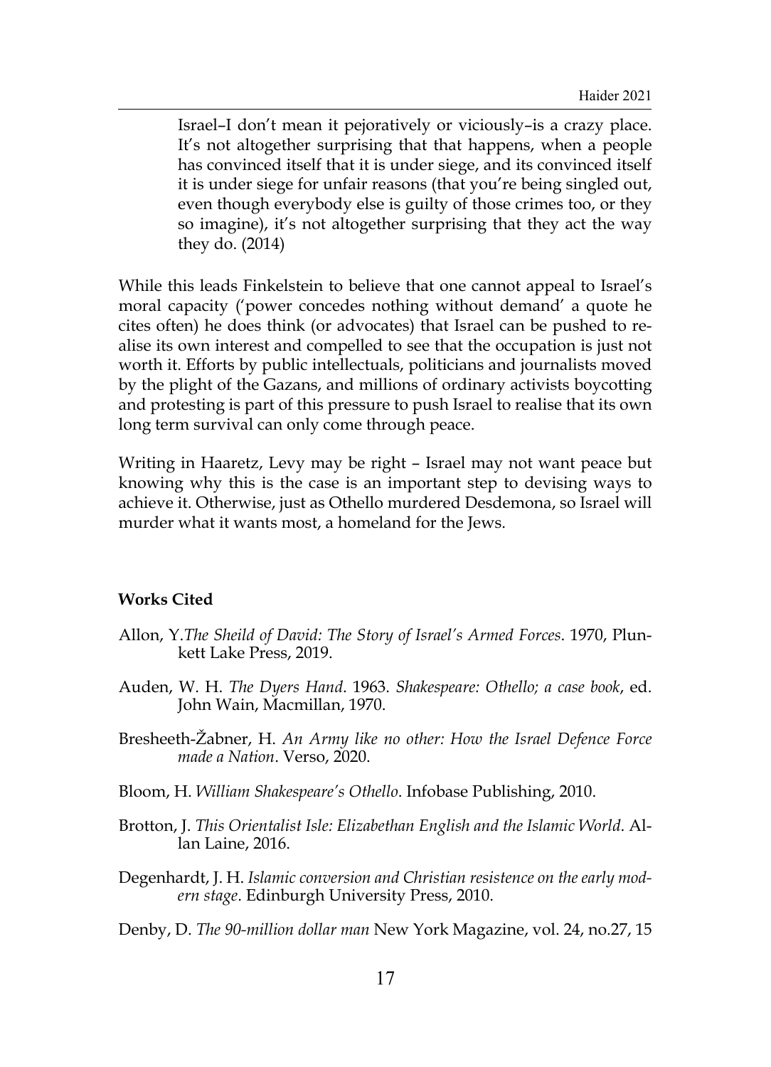> Israel–I don't mean it pejoratively or viciously–is a crazy place. It's not altogether surprising that that happens, when a people has convinced itself that it is under siege, and its convinced itself it is under siege for unfair reasons (that you're being singled out, even though everybody else is guilty of those crimes too, or they so imagine), it's not altogether surprising that they act the way they do. (2014)

While this leads Finkelstein to believe that one cannot appeal to Israel's moral capacity ('power concedes nothing without demand' a quote he cites often) he does think (or advocates) that Israel can be pushed to realise its own interest and compelled to see that the occupation is just not worth it. Efforts by public intellectuals, politicians and journalists moved by the plight of the Gazans, and millions of ordinary activists boycotting and protesting is part of this pressure to push Israel to realise that its own long term survival can only come through peace.

Writing in Haaretz, Levy may be right – Israel may not want peace but knowing why this is the case is an important step to devising ways to achieve it. Otherwise, just as Othello murdered Desdemona, so Israel will murder what it wants most, a homeland for the Jews.

**Works Cited**

Allon, Y.*The Sheild of David: The Story of Israel's Armed Forces*. 1970, Plunkett Lake Press, 2019.

Auden, W. H. *The Dyers Hand*. 1963. *Shakespeare: Othello; a case book*, ed. John Wain, Macmillan, 1970.

Bresheeth-Žabner, H. *An Army like no other: How the Israel Defence Force made a Nation*. Verso, 2020.

Bloom, H. *William Shakespeare's Othello*. Infobase Publishing, 2010.

Brotton, J. *This Orientalist Isle: Elizabethan English and the Islamic World*. Allan Laine, 2016.

Degenhardt, J. H. *Islamic conversion and Christian resistence on the early modern stage*. Edinburgh University Press, 2010.

Denby, D. *The 90-million dollar man* New York Magazine, vol. 24, no.27, 15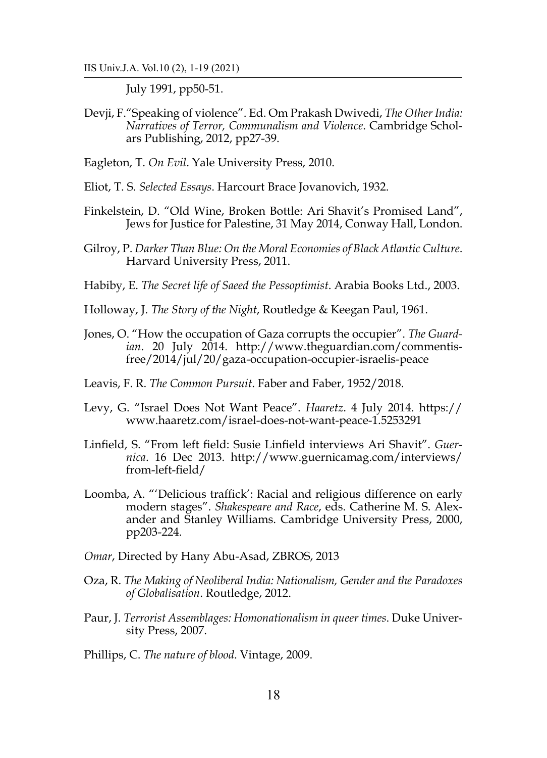July 1991, pp50-51.

Devji, F."Speaking of violence". Ed. Om Prakash Dwivedi, *The Other India: Narratives of Terror, Communalism and Violence*. Cambridge Scholars Publishing, 2012, pp27-39.

Eagleton, T. *On Evil*. Yale University Press, 2010.

Eliot, T. S. *Selected Essays*. Harcourt Brace Jovanovich, 1932.

Finkelstein, D. "Old Wine, Broken Bottle: Ari Shavit's Promised Land", Jews for Justice for Palestine, 31 May 2014, Conway Hall, London.

Gilroy, P. *Darker Than Blue: On the Moral Economies of Black Atlantic Culture*. Harvard University Press, 2011.

Habiby, E. *The Secret life of Saeed the Pessoptimist*. Arabia Books Ltd., 2003.

Holloway, J. *The Story of the Night*, Routledge & Keegan Paul, 1961.

Jones, O. "How the occupation of Gaza corrupts the occupier". *The Guardian*. 20 July 2014. http://www.theguardian.com/commentisfree/2014/jul/20/gaza-occupation-occupier-israelis-peace

Leavis, F. R. *The Common Pursuit*. Faber and Faber, 1952/2018.

Levy, G. "Israel Does Not Want Peace". *Haaretz*. 4 July 2014. https://www.haaretz.com/israel-does-not-want-peace-1.5253291

Linfield, S. "From left field: Susie Linfield interviews Ari Shavit". *Guernica*. 16 Dec 2013. http://www.guernicamag.com/interviews/from-left-field/

Loomba, A. "'Delicious traffick': Racial and religious difference on early modern stages". *Shakespeare and Race*, eds. Catherine M. S. Alexander and Stanley Williams. Cambridge University Press, 2000, pp203-224.

*Omar*, Directed by Hany Abu-Asad, ZBROS, 2013

Oza, R. *The Making of Neoliberal India: Nationalism, Gender and the Paradoxes of Globalisation*. Routledge, 2012.

Paur, J. *Terrorist Assemblages: Homonationalism in queer times*. Duke University Press, 2007.

Phillips, C. *The nature of blood*. Vintage, 2009.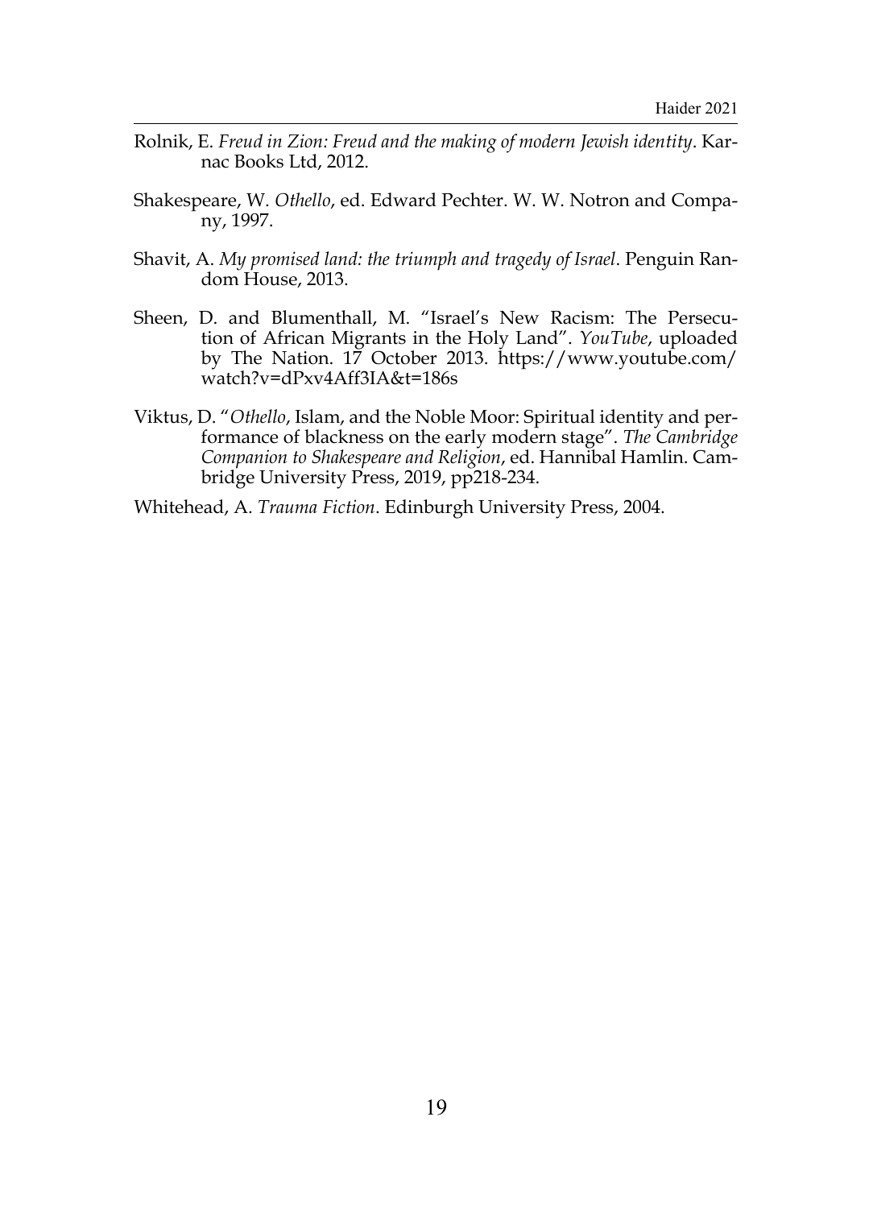Rolnik, E. *Freud in Zion: Freud and the making of modern Jewish identity*. Karnac Books Ltd, 2012.

Shakespeare, W. *Othello*, ed. Edward Pechter. W. W. Notron and Company, 1997.

Shavit, A. *My promised land: the triumph and tragedy of Israel*. Penguin Random House, 2013.

Sheen, D. and Blumenthall, M. "Israel's New Racism: The Persecution of African Migrants in the Holy Land". *YouTube*, uploaded by The Nation. 17 October 2013. https://www.youtube.com/watch?v=dPxv4Aff3IA&t=186s

Viktus, D. "*Othello*, Islam, and the Noble Moor: Spiritual identity and performance of blackness on the early modern stage". *The Cambridge Companion to Shakespeare and Religion*, ed. Hannibal Hamlin. Cambridge University Press, 2019, pp218-234.

Whitehead, A. *Trauma Fiction*. Edinburgh University Press, 2004.